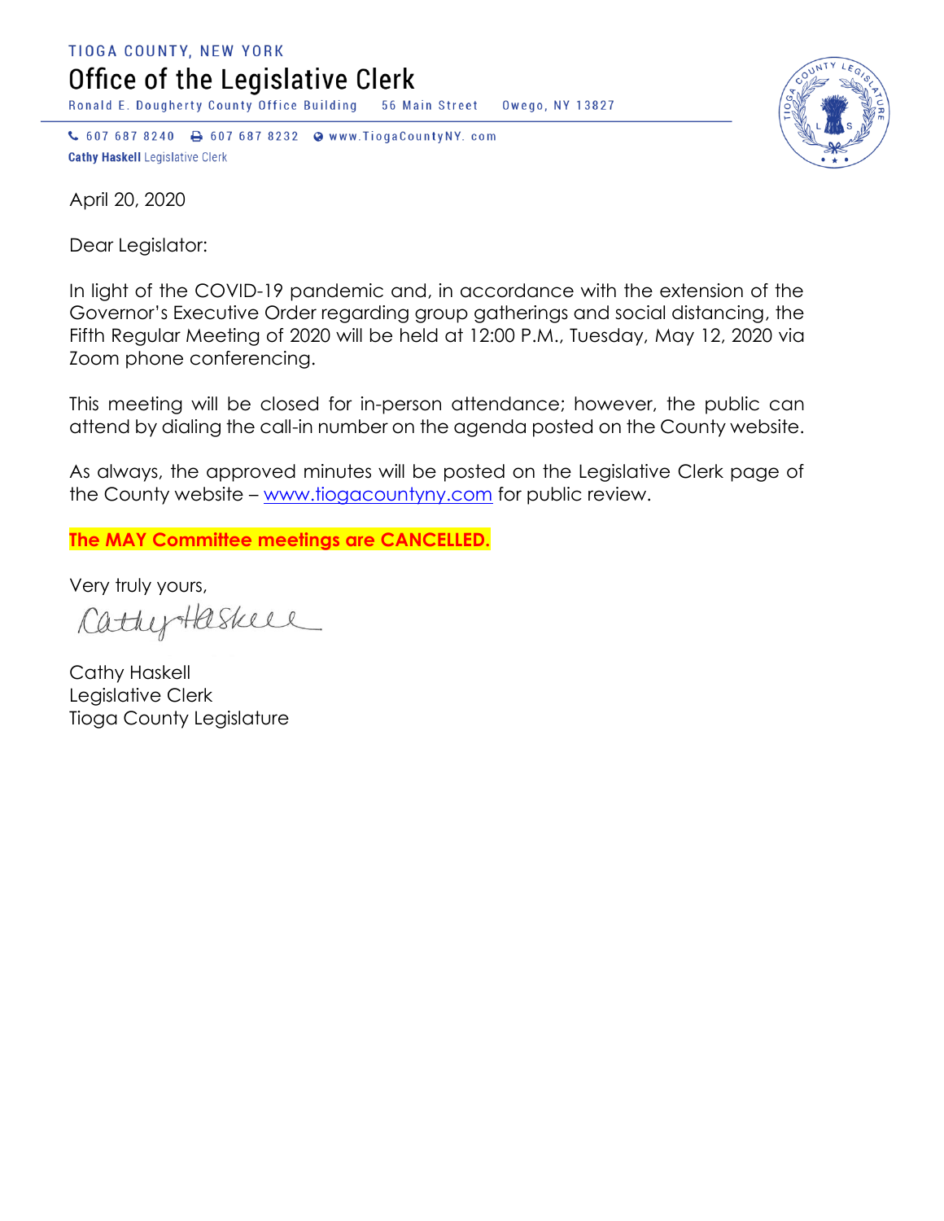TIOGA COUNTY, NEW YORK

# Office of the Legislative Clerk

Ronald E. Dougherty County Office Building 56 Main Street Owego, NY 13827

607 687 8240 607 687 8232 www.TiogaCountyNY.com

**Cathy Haskell** Legislative Clerk

April 20, 2020

Dear Legislator:

In light of the COVID-19 pandemic and, in accordance with the extension of the Governor's Executive Order regarding group gatherings and social distancing, the Fifth Regular Meeting of 2020 will be held at 12:00 P.M., Tuesday, May 12, 2020 via Zoom phone conferencing.

This meeting will be closed for in-person attendance; however, the public can attend by dialing the call-in number on the agenda posted on the County website.

As always, the approved minutes will be posted on the Legislative Clerk page of the County website – www.tiogacountyny.com for public review.

**The MAY Committee meetings are CANCELLED.**

Very truly yours,

Cathy Haskell

Cathy Haskell
Legislative Clerk
Tioga County Legislature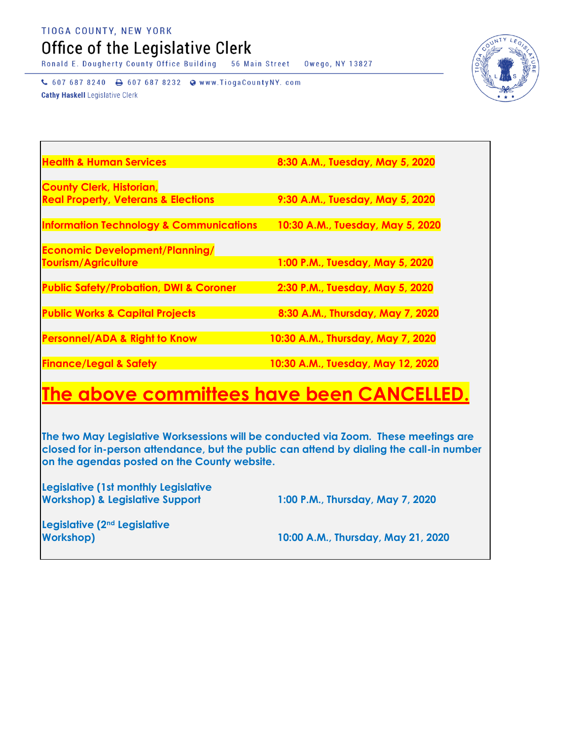TIOGA COUNTY, NEW YORK

# Office of the Legislative Clerk

Ronald E. Dougherty County Office Building 56 Main Street Owego, NY 13827

607 687 8240 607 687 8232 www.TiogaCountyNY. com

**Cathy Haskell** Legislative Clerk

| | |
|---|---|
| **Health & Human Services** | **8:30 A.M., Tuesday, May 5, 2020** |
| **County Clerk, Historian, Real Property, Veterans & Elections** | **9:30 A.M., Tuesday, May 5, 2020** |
| **Information Technology & Communications** | **10:30 A.M., Tuesday, May 5, 2020** |
| **Economic Development/Planning/ Tourism/Agriculture** | **1:00 P.M., Tuesday, May 5, 2020** |
| **Public Safety/Probation, DWI & Coroner** | **2:30 P.M., Tuesday, May 5, 2020** |
| **Public Works & Capital Projects** | **8:30 A.M., Thursday, May 7, 2020** |
| **Personnel/ADA & Right to Know** | **10:30 A.M., Thursday, May 7, 2020** |
| **Finance/Legal & Safety** | **10:30 A.M., Tuesday, May 12, 2020** |

## The above committees have been CANCELLED.

**The two May Legislative Worksessions will be conducted via Zoom. These meetings are closed for in-person attendance, but the public can attend by dialing the call-in number on the agendas posted on the County website.**

| | |
|---|---|
| **Legislative (1st monthly Legislative Workshop) & Legislative Support** | **1:00 P.M., Thursday, May 7, 2020** |
| **Legislative (2nd Legislative Workshop)** | **10:00 A.M., Thursday, May 21, 2020** |